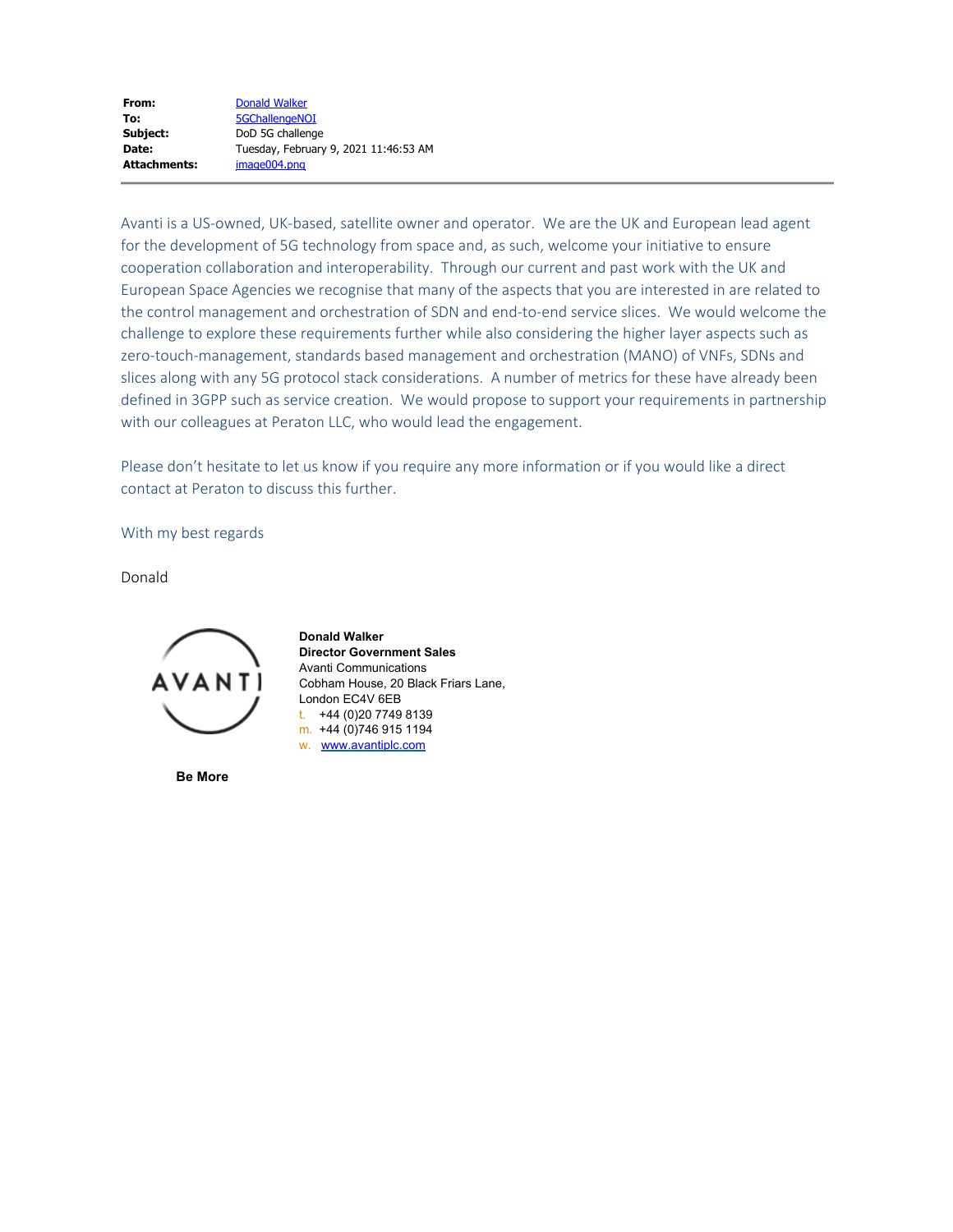| | |
|---|---|
| **From:** | Donald Walker |
| **To:** | 5GChallengeNOI |
| **Subject:** | DoD 5G challenge |
| **Date:** | Tuesday, February 9, 2021 11:46:53 AM |
| **Attachments:** | image004.png |

Avanti is a US-owned, UK-based, satellite owner and operator. We are the UK and European lead agent for the development of 5G technology from space and, as such, welcome your initiative to ensure cooperation collaboration and interoperability. Through our current and past work with the UK and European Space Agencies we recognise that many of the aspects that you are interested in are related to the control management and orchestration of SDN and end-to-end service slices. We would welcome the challenge to explore these requirements further while also considering the higher layer aspects such as zero-touch-management, standards based management and orchestration (MANO) of VNFs, SDNs and slices along with any 5G protocol stack considerations. A number of metrics for these have already been defined in 3GPP such as service creation. We would propose to support your requirements in partnership with our colleagues at Peraton LLC, who would lead the engagement.

Please don't hesitate to let us know if you require any more information or if you would like a direct contact at Peraton to discuss this further.

With my best regards

Donald

AVANTI

**Be More**

**Donald Walker**
**Director Government Sales**
Avanti Communications
Cobham House, 20 Black Friars Lane,
London EC4V 6EB
t. +44 (0)20 7749 8139
m. +44 (0)746 915 1194
w. www.avantiplc.com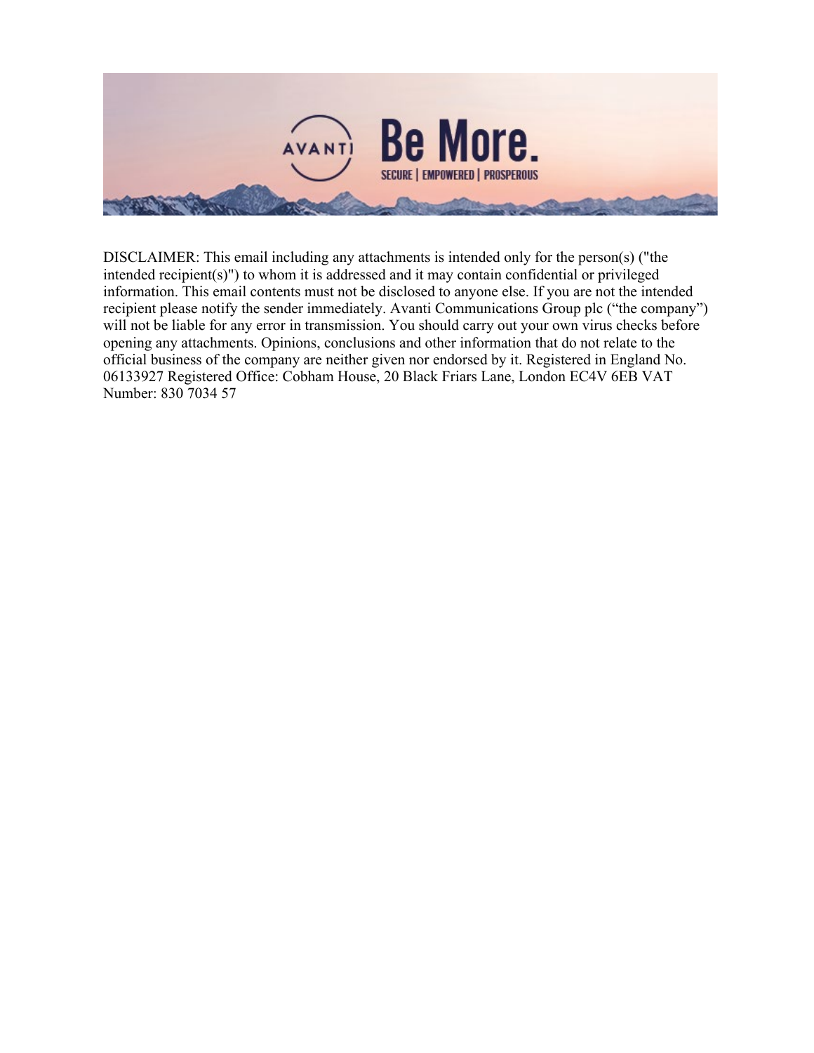DISCLAIMER: This email including any attachments is intended only for the person(s) ("the intended recipient(s)") to whom it is addressed and it may contain confidential or privileged information. This email contents must not be disclosed to anyone else. If you are not the intended recipient please notify the sender immediately. Avanti Communications Group plc (“the company”) will not be liable for any error in transmission. You should carry out your own virus checks before opening any attachments. Opinions, conclusions and other information that do not relate to the official business of the company are neither given nor endorsed by it. Registered in England No. 06133927 Registered Office: Cobham House, 20 Black Friars Lane, London EC4V 6EB VAT Number: 830 7034 57